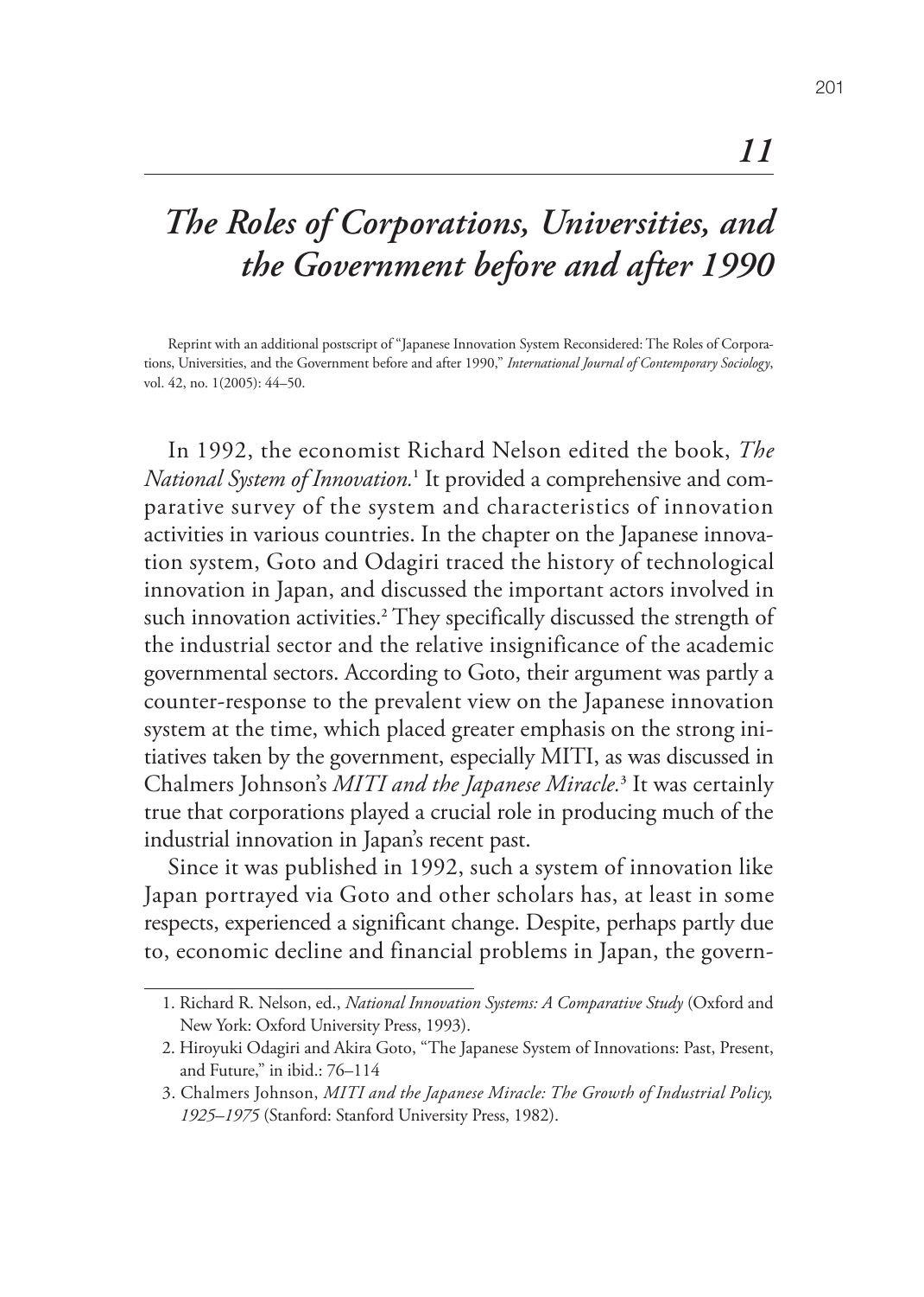# 11

# *The Roles of Corporations, Universities, and the Government before and after 1990*

Reprint with an additional postscript of "Japanese Innovation System Reconsidered: The Roles of Corporations, Universities, and the Government before and after 1990," *International Journal of Contemporary Sociology*, vol. 42, no. 1(2005): 44–50.

In 1992, the economist Richard Nelson edited the book, *The National System of Innovation.*[1] It provided a comprehensive and comparative survey of the system and characteristics of innovation activities in various countries. In the chapter on the Japanese innovation system, Goto and Odagiri traced the history of technological innovation in Japan, and discussed the important actors involved in such innovation activities.[2] They specifically discussed the strength of the industrial sector and the relative insignificance of the academic governmental sectors. According to Goto, their argument was partly a counter-response to the prevalent view on the Japanese innovation system at the time, which placed greater emphasis on the strong initiatives taken by the government, especially MITI, as was discussed in Chalmers Johnson's *MITI and the Japanese Miracle.*[3] It was certainly true that corporations played a crucial role in producing much of the industrial innovation in Japan's recent past.

Since it was published in 1992, such a system of innovation like Japan portrayed via Goto and other scholars has, at least in some respects, experienced a significant change. Despite, perhaps partly due to, economic decline and financial problems in Japan, the govern-

1. Richard R. Nelson, ed., *National Innovation Systems: A Comparative Study* (Oxford and New York: Oxford University Press, 1993).
2. Hiroyuki Odagiri and Akira Goto, "The Japanese System of Innovations: Past, Present, and Future," in ibid.: 76–114
3. Chalmers Johnson, *MITI and the Japanese Miracle: The Growth of Industrial Policy, 1925–1975* (Stanford: Stanford University Press, 1982).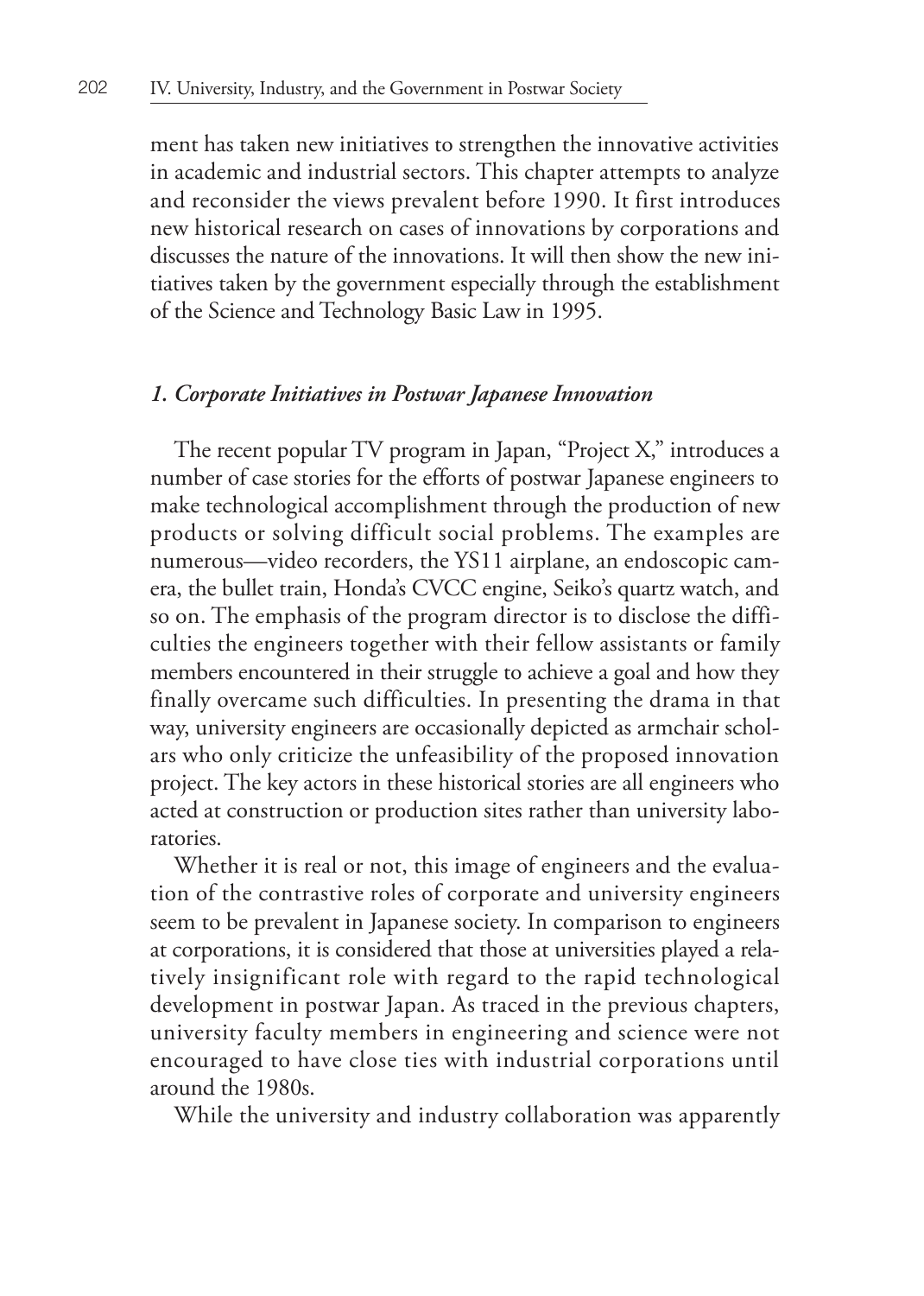ment has taken new initiatives to strengthen the innovative activities in academic and industrial sectors. This chapter attempts to analyze and reconsider the views prevalent before 1990. It first introduces new historical research on cases of innovations by corporations and discusses the nature of the innovations. It will then show the new initiatives taken by the government especially through the establishment of the Science and Technology Basic Law in 1995.

### *1. Corporate Initiatives in Postwar Japanese Innovation*

The recent popular TV program in Japan, "Project X," introduces a number of case stories for the efforts of postwar Japanese engineers to make technological accomplishment through the production of new products or solving difficult social problems. The examples are numerous—video recorders, the YS11 airplane, an endoscopic camera, the bullet train, Honda's CVCC engine, Seiko's quartz watch, and so on. The emphasis of the program director is to disclose the difficulties the engineers together with their fellow assistants or family members encountered in their struggle to achieve a goal and how they finally overcame such difficulties. In presenting the drama in that way, university engineers are occasionally depicted as armchair scholars who only criticize the unfeasibility of the proposed innovation project. The key actors in these historical stories are all engineers who acted at construction or production sites rather than university laboratories.

Whether it is real or not, this image of engineers and the evaluation of the contrastive roles of corporate and university engineers seem to be prevalent in Japanese society. In comparison to engineers at corporations, it is considered that those at universities played a relatively insignificant role with regard to the rapid technological development in postwar Japan. As traced in the previous chapters, university faculty members in engineering and science were not encouraged to have close ties with industrial corporations until around the 1980s.

While the university and industry collaboration was apparently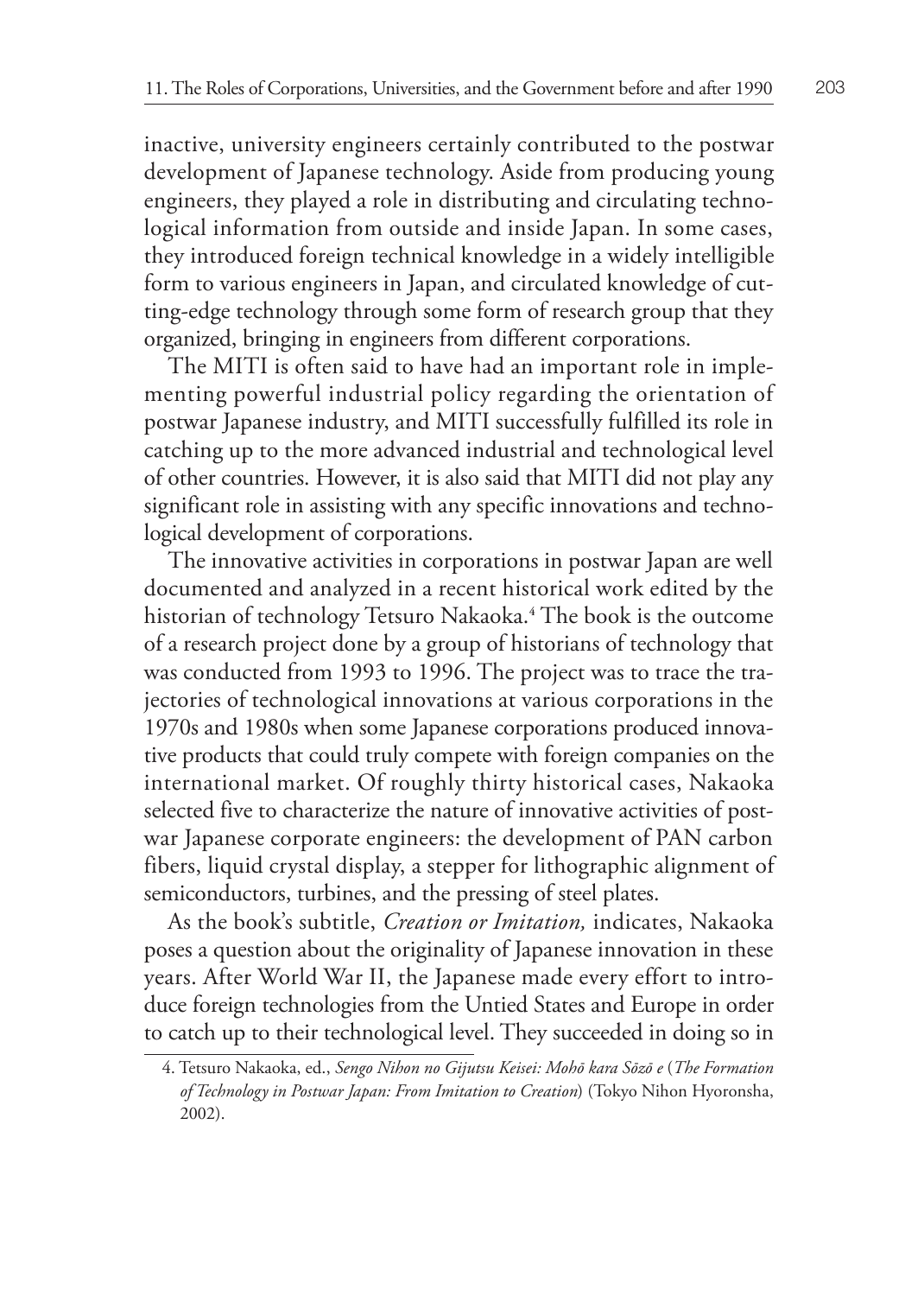inactive, university engineers certainly contributed to the postwar development of Japanese technology. Aside from producing young engineers, they played a role in distributing and circulating technological information from outside and inside Japan. In some cases, they introduced foreign technical knowledge in a widely intelligible form to various engineers in Japan, and circulated knowledge of cutting-edge technology through some form of research group that they organized, bringing in engineers from different corporations.

The MITI is often said to have had an important role in implementing powerful industrial policy regarding the orientation of postwar Japanese industry, and MITI successfully fulfilled its role in catching up to the more advanced industrial and technological level of other countries. However, it is also said that MITI did not play any significant role in assisting with any specific innovations and technological development of corporations.

The innovative activities in corporations in postwar Japan are well documented and analyzed in a recent historical work edited by the historian of technology Tetsuro Nakaoka.[4] The book is the outcome of a research project done by a group of historians of technology that was conducted from 1993 to 1996. The project was to trace the trajectories of technological innovations at various corporations in the 1970s and 1980s when some Japanese corporations produced innovative products that could truly compete with foreign companies on the international market. Of roughly thirty historical cases, Nakaoka selected five to characterize the nature of innovative activities of postwar Japanese corporate engineers: the development of PAN carbon fibers, liquid crystal display, a stepper for lithographic alignment of semiconductors, turbines, and the pressing of steel plates.

As the book's subtitle, *Creation or Imitation,* indicates, Nakaoka poses a question about the originality of Japanese innovation in these years. After World War II, the Japanese made every effort to introduce foreign technologies from the Untied States and Europe in order to catch up to their technological level. They succeeded in doing so in

4. Tetsuro Nakaoka, ed., *Sengo Nihon no Gijutsu Keisei: Mohō kara Sōzō e* (*The Formation of Technology in Postwar Japan: From Imitation to Creation*) (Tokyo Nihon Hyoronsha, 2002).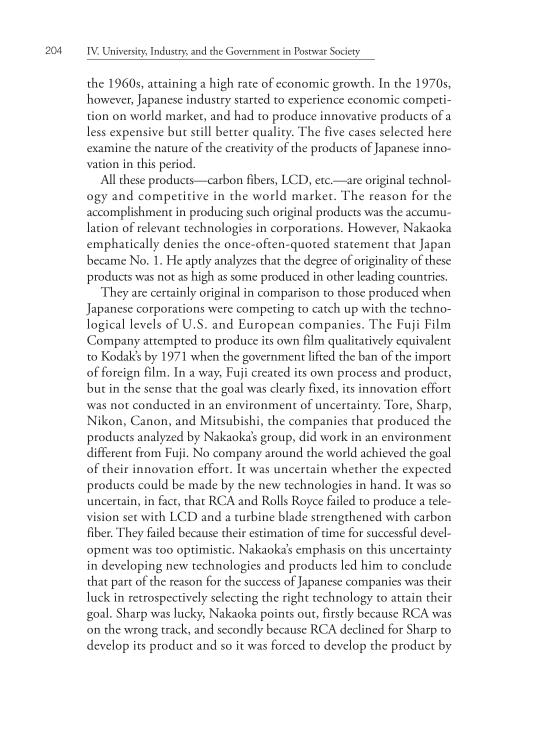the 1960s, attaining a high rate of economic growth. In the 1970s, however, Japanese industry started to experience economic competition on world market, and had to produce innovative products of a less expensive but still better quality. The five cases selected here examine the nature of the creativity of the products of Japanese innovation in this period.

All these products—carbon fibers, LCD, etc.—are original technology and competitive in the world market. The reason for the accomplishment in producing such original products was the accumulation of relevant technologies in corporations. However, Nakaoka emphatically denies the once-often-quoted statement that Japan became No. 1. He aptly analyzes that the degree of originality of these products was not as high as some produced in other leading countries.

They are certainly original in comparison to those produced when Japanese corporations were competing to catch up with the technological levels of U.S. and European companies. The Fuji Film Company attempted to produce its own film qualitatively equivalent to Kodak's by 1971 when the government lifted the ban of the import of foreign film. In a way, Fuji created its own process and product, but in the sense that the goal was clearly fixed, its innovation effort was not conducted in an environment of uncertainty. Tore, Sharp, Nikon, Canon, and Mitsubishi, the companies that produced the products analyzed by Nakaoka's group, did work in an environment different from Fuji. No company around the world achieved the goal of their innovation effort. It was uncertain whether the expected products could be made by the new technologies in hand. It was so uncertain, in fact, that RCA and Rolls Royce failed to produce a television set with LCD and a turbine blade strengthened with carbon fiber. They failed because their estimation of time for successful development was too optimistic. Nakaoka's emphasis on this uncertainty in developing new technologies and products led him to conclude that part of the reason for the success of Japanese companies was their luck in retrospectively selecting the right technology to attain their goal. Sharp was lucky, Nakaoka points out, firstly because RCA was on the wrong track, and secondly because RCA declined for Sharp to develop its product and so it was forced to develop the product by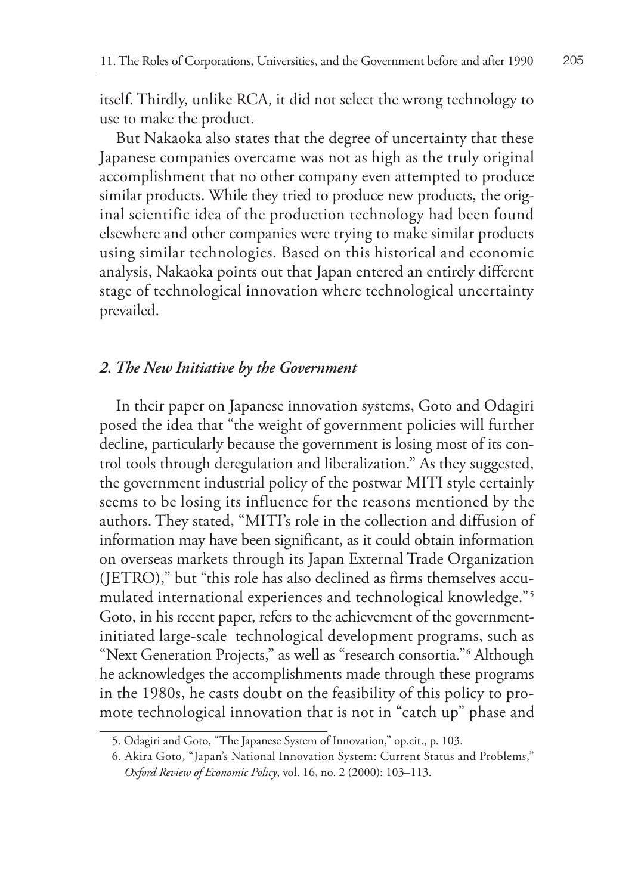itself. Thirdly, unlike RCA, it did not select the wrong technology to use to make the product.

But Nakaoka also states that the degree of uncertainty that these Japanese companies overcame was not as high as the truly original accomplishment that no other company even attempted to produce similar products. While they tried to produce new products, the original scientific idea of the production technology had been found elsewhere and other companies were trying to make similar products using similar technologies. Based on this historical and economic analysis, Nakaoka points out that Japan entered an entirely different stage of technological innovation where technological uncertainty prevailed.

### *2. The New Initiative by the Government*

In their paper on Japanese innovation systems, Goto and Odagiri posed the idea that "the weight of government policies will further decline, particularly because the government is losing most of its control tools through deregulation and liberalization." As they suggested, the government industrial policy of the postwar MITI style certainly seems to be losing its influence for the reasons mentioned by the authors. They stated, "MITI's role in the collection and diffusion of information may have been significant, as it could obtain information on overseas markets through its Japan External Trade Organization (JETRO)," but "this role has also declined as firms themselves accumulated international experiences and technological knowledge."[5] Goto, in his recent paper, refers to the achievement of the government-initiated large-scale technological development programs, such as "Next Generation Projects," as well as "research consortia."[6] Although he acknowledges the accomplishments made through these programs in the 1980s, he casts doubt on the feasibility of this policy to promote technological innovation that is not in "catch up" phase and

---

5. Odagiri and Goto, "The Japanese System of Innovation," op.cit., p. 103.

6. Akira Goto, "Japan's National Innovation System: Current Status and Problems," *Oxford Review of Economic Policy*, vol. 16, no. 2 (2000): 103–113.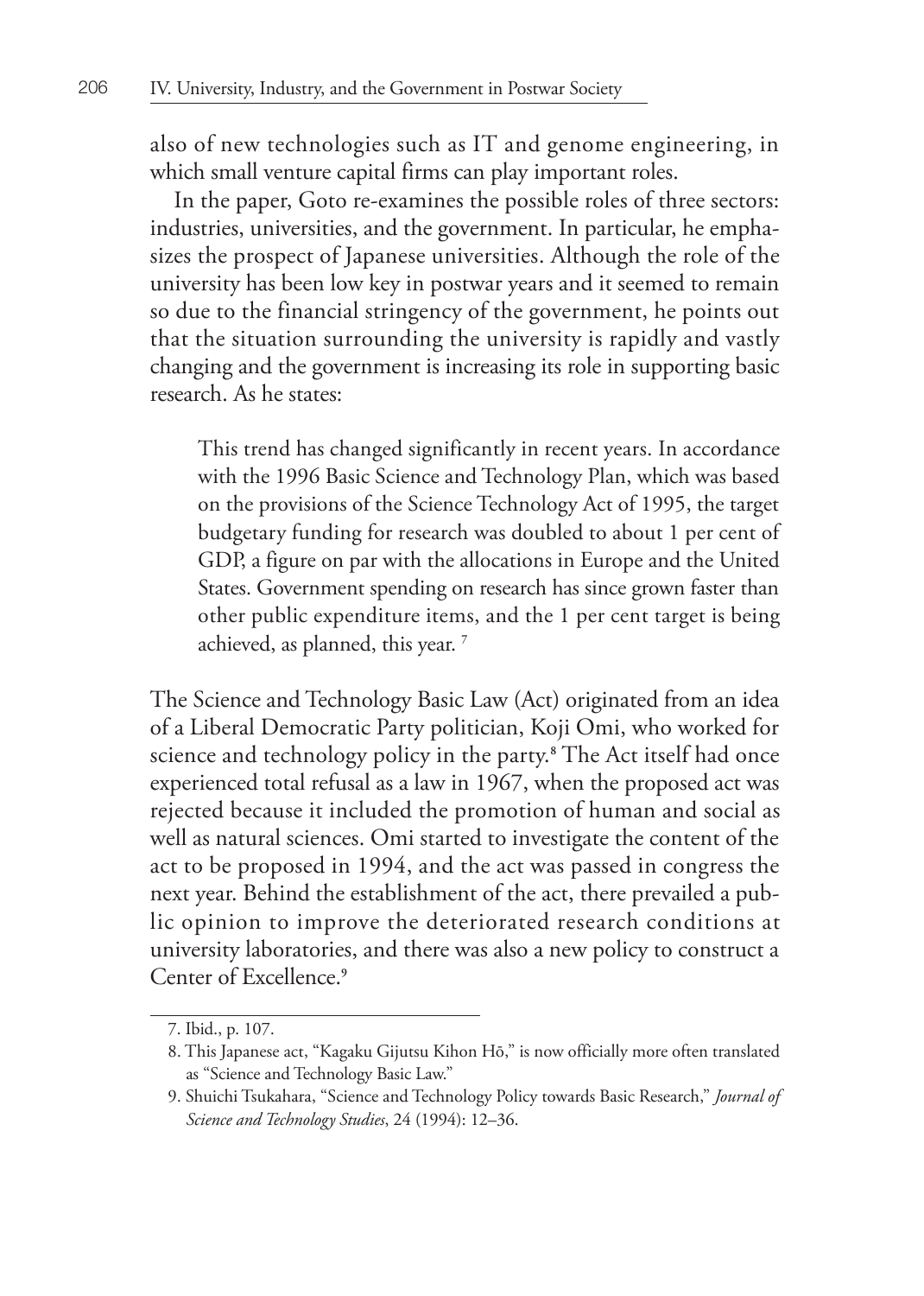also of new technologies such as IT and genome engineering, in which small venture capital firms can play important roles.

In the paper, Goto re-examines the possible roles of three sectors: industries, universities, and the government. In particular, he emphasizes the prospect of Japanese universities. Although the role of the university has been low key in postwar years and it seemed to remain so due to the financial stringency of the government, he points out that the situation surrounding the university is rapidly and vastly changing and the government is increasing its role in supporting basic research. As he states:

> This trend has changed significantly in recent years. In accordance with the 1996 Basic Science and Technology Plan, which was based on the provisions of the Science Technology Act of 1995, the target budgetary funding for research was doubled to about 1 per cent of GDP, a figure on par with the allocations in Europe and the United States. Government spending on research has since grown faster than other public expenditure items, and the 1 per cent target is being achieved, as planned, this year. [7]

The Science and Technology Basic Law (Act) originated from an idea of a Liberal Democratic Party politician, Koji Omi, who worked for science and technology policy in the party.[8] The Act itself had once experienced total refusal as a law in 1967, when the proposed act was rejected because it included the promotion of human and social as well as natural sciences. Omi started to investigate the content of the act to be proposed in 1994, and the act was passed in congress the next year. Behind the establishment of the act, there prevailed a public opinion to improve the deteriorated research conditions at university laboratories, and there was also a new policy to construct a Center of Excellence.[9]

---

7. Ibid., p. 107.
8. This Japanese act, "Kagaku Gijutsu Kihon Hō," is now officially more often translated as "Science and Technology Basic Law."
9. Shuichi Tsukahara, "Science and Technology Policy towards Basic Research," *Journal of Science and Technology Studies*, 24 (1994): 12–36.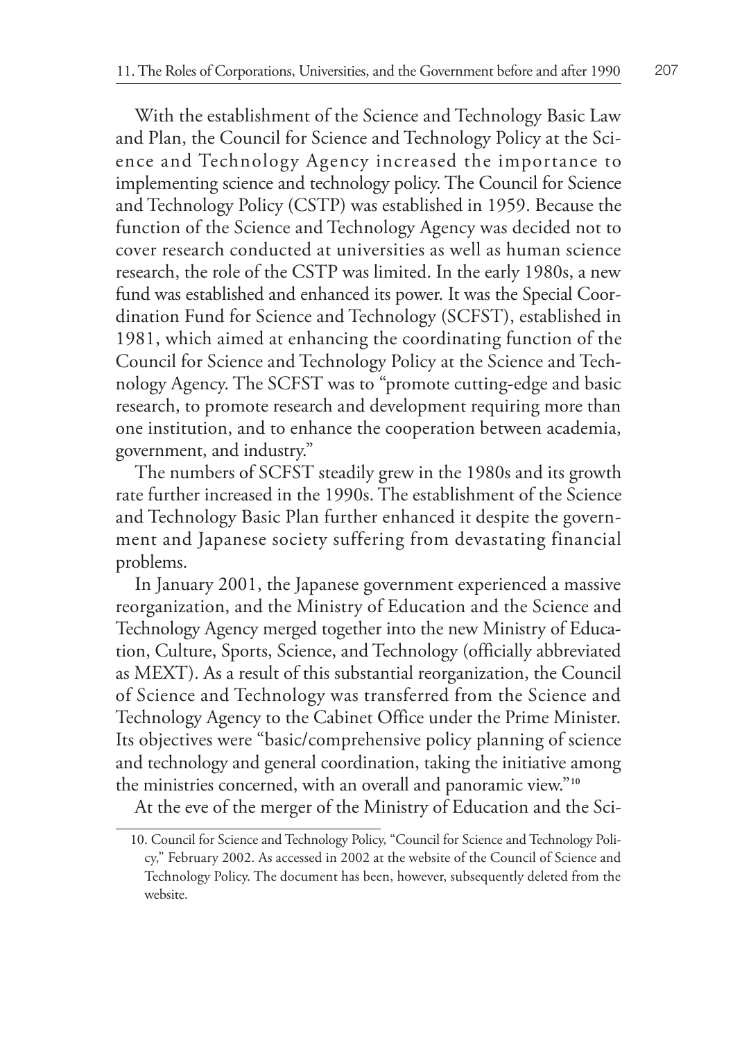With the establishment of the Science and Technology Basic Law and Plan, the Council for Science and Technology Policy at the Science and Technology Agency increased the importance to implementing science and technology policy. The Council for Science and Technology Policy (CSTP) was established in 1959. Because the function of the Science and Technology Agency was decided not to cover research conducted at universities as well as human science research, the role of the CSTP was limited. In the early 1980s, a new fund was established and enhanced its power. It was the Special Coordination Fund for Science and Technology (SCFST), established in 1981, which aimed at enhancing the coordinating function of the Council for Science and Technology Policy at the Science and Technology Agency. The SCFST was to "promote cutting-edge and basic research, to promote research and development requiring more than one institution, and to enhance the cooperation between academia, government, and industry."

The numbers of SCFST steadily grew in the 1980s and its growth rate further increased in the 1990s. The establishment of the Science and Technology Basic Plan further enhanced it despite the government and Japanese society suffering from devastating financial problems.

In January 2001, the Japanese government experienced a massive reorganization, and the Ministry of Education and the Science and Technology Agency merged together into the new Ministry of Education, Culture, Sports, Science, and Technology (officially abbreviated as MEXT). As a result of this substantial reorganization, the Council of Science and Technology was transferred from the Science and Technology Agency to the Cabinet Office under the Prime Minister. Its objectives were "basic/comprehensive policy planning of science and technology and general coordination, taking the initiative among the ministries concerned, with an overall and panoramic view."[10]

At the eve of the merger of the Ministry of Education and the Sci-

10. Council for Science and Technology Policy, "Council for Science and Technology Policy," February 2002. As accessed in 2002 at the website of the Council of Science and Technology Policy. The document has been, however, subsequently deleted from the website.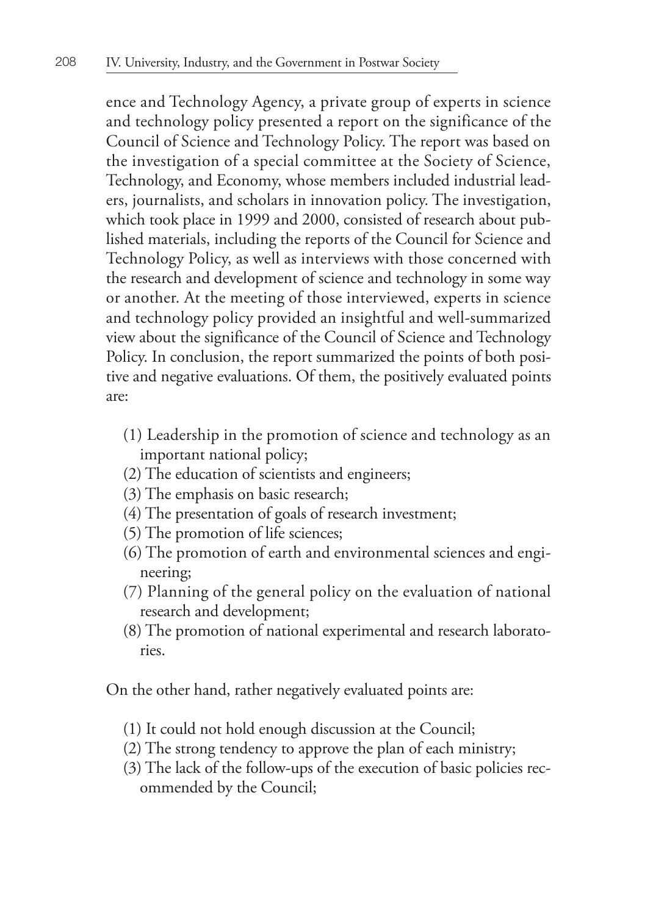ence and Technology Agency, a private group of experts in science and technology policy presented a report on the significance of the Council of Science and Technology Policy. The report was based on the investigation of a special committee at the Society of Science, Technology, and Economy, whose members included industrial leaders, journalists, and scholars in innovation policy. The investigation, which took place in 1999 and 2000, consisted of research about published materials, including the reports of the Council for Science and Technology Policy, as well as interviews with those concerned with the research and development of science and technology in some way or another. At the meeting of those interviewed, experts in science and technology policy provided an insightful and well-summarized view about the significance of the Council of Science and Technology Policy. In conclusion, the report summarized the points of both positive and negative evaluations. Of them, the positively evaluated points are:

(1) Leadership in the promotion of science and technology as an important national policy;
(2) The education of scientists and engineers;
(3) The emphasis on basic research;
(4) The presentation of goals of research investment;
(5) The promotion of life sciences;
(6) The promotion of earth and environmental sciences and engineering;
(7) Planning of the general policy on the evaluation of national research and development;
(8) The promotion of national experimental and research laboratories.

On the other hand, rather negatively evaluated points are:

(1) It could not hold enough discussion at the Council;
(2) The strong tendency to approve the plan of each ministry;
(3) The lack of the follow-ups of the execution of basic policies recommended by the Council;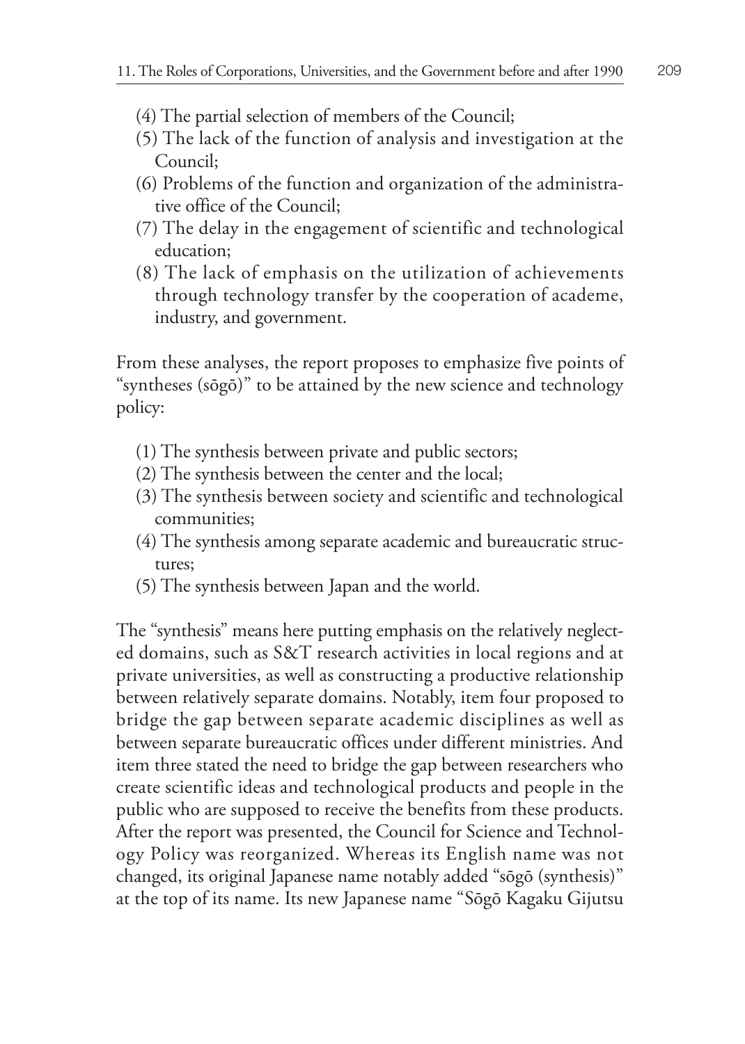(4) The partial selection of members of the Council;
(5) The lack of the function of analysis and investigation at the Council;
(6) Problems of the function and organization of the administrative office of the Council;
(7) The delay in the engagement of scientific and technological education;
(8) The lack of emphasis on the utilization of achievements through technology transfer by the cooperation of academe, industry, and government.

From these analyses, the report proposes to emphasize five points of "syntheses (sōgō)" to be attained by the new science and technology policy:

(1) The synthesis between private and public sectors;
(2) The synthesis between the center and the local;
(3) The synthesis between society and scientific and technological communities;
(4) The synthesis among separate academic and bureaucratic structures;
(5) The synthesis between Japan and the world.

The "synthesis" means here putting emphasis on the relatively neglected domains, such as S&T research activities in local regions and at private universities, as well as constructing a productive relationship between relatively separate domains. Notably, item four proposed to bridge the gap between separate academic disciplines as well as between separate bureaucratic offices under different ministries. And item three stated the need to bridge the gap between researchers who create scientific ideas and technological products and people in the public who are supposed to receive the benefits from these products. After the report was presented, the Council for Science and Technology Policy was reorganized. Whereas its English name was not changed, its original Japanese name notably added "sōgō (synthesis)" at the top of its name. Its new Japanese name "Sōgō Kagaku Gijutsu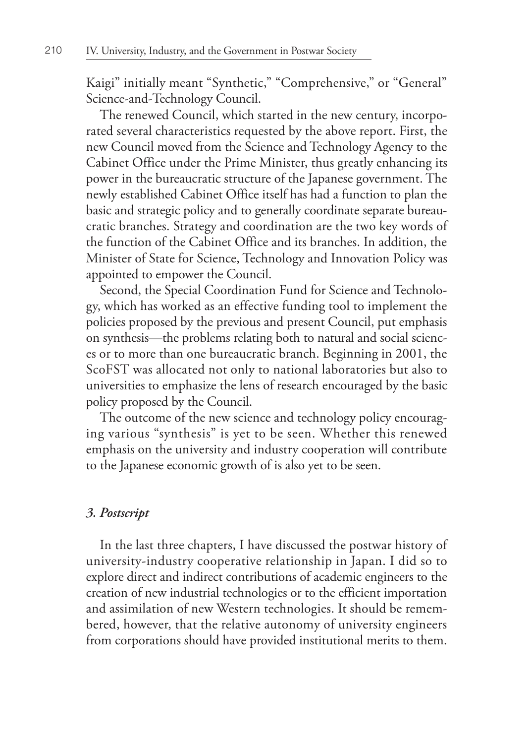Kaigi" initially meant "Synthetic," "Comprehensive," or "General" Science-and-Technology Council.

The renewed Council, which started in the new century, incorporated several characteristics requested by the above report. First, the new Council moved from the Science and Technology Agency to the Cabinet Office under the Prime Minister, thus greatly enhancing its power in the bureaucratic structure of the Japanese government. The newly established Cabinet Office itself has had a function to plan the basic and strategic policy and to generally coordinate separate bureaucratic branches. Strategy and coordination are the two key words of the function of the Cabinet Office and its branches. In addition, the Minister of State for Science, Technology and Innovation Policy was appointed to empower the Council.

Second, the Special Coordination Fund for Science and Technology, which has worked as an effective funding tool to implement the policies proposed by the previous and present Council, put emphasis on synthesis—the problems relating both to natural and social sciences or to more than one bureaucratic branch. Beginning in 2001, the ScoFST was allocated not only to national laboratories but also to universities to emphasize the lens of research encouraged by the basic policy proposed by the Council.

The outcome of the new science and technology policy encouraging various "synthesis" is yet to be seen. Whether this renewed emphasis on the university and industry cooperation will contribute to the Japanese economic growth of is also yet to be seen.

### *3. Postscript*

In the last three chapters, I have discussed the postwar history of university-industry cooperative relationship in Japan. I did so to explore direct and indirect contributions of academic engineers to the creation of new industrial technologies or to the efficient importation and assimilation of new Western technologies. It should be remembered, however, that the relative autonomy of university engineers from corporations should have provided institutional merits to them.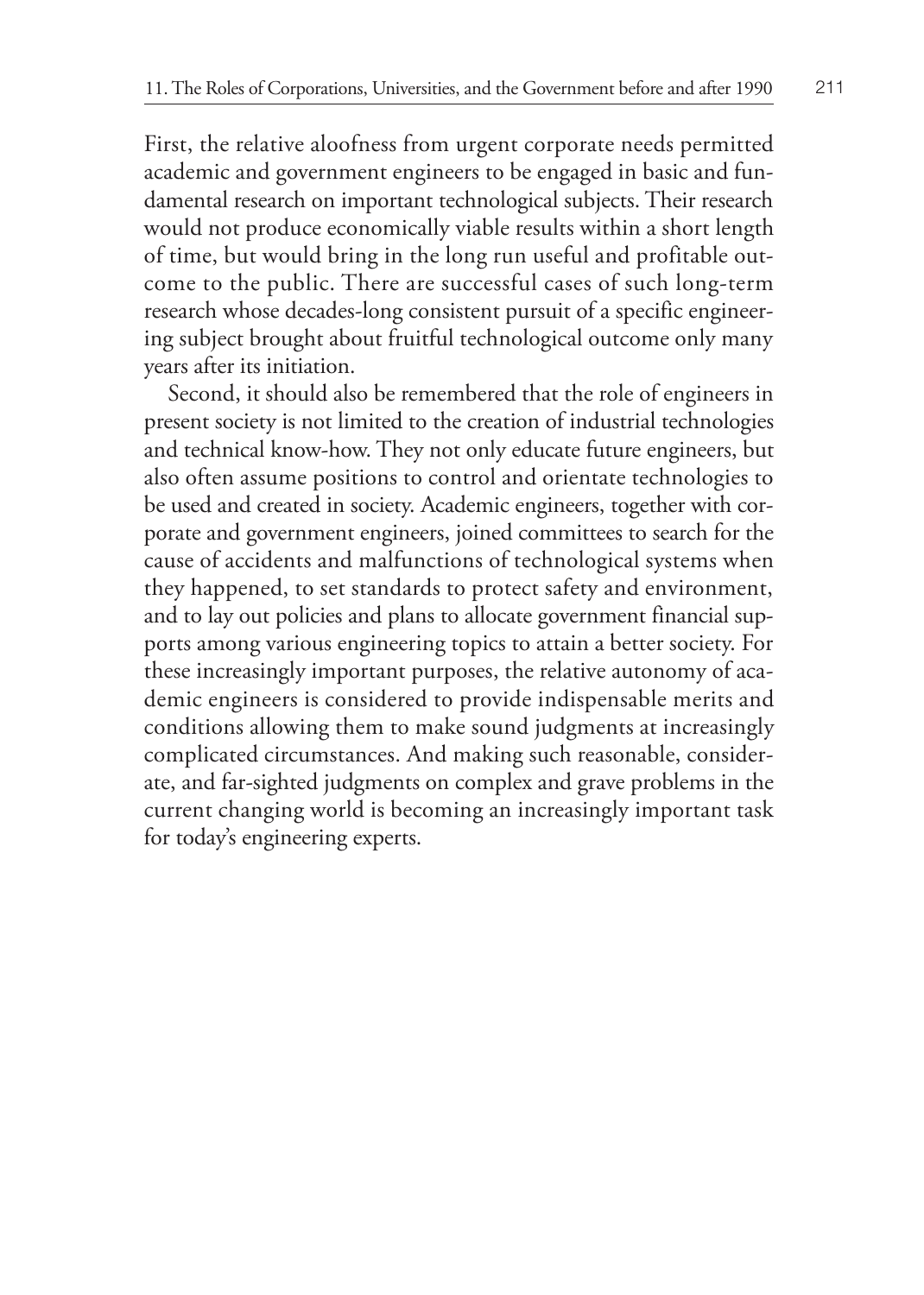First, the relative aloofness from urgent corporate needs permitted academic and government engineers to be engaged in basic and fundamental research on important technological subjects. Their research would not produce economically viable results within a short length of time, but would bring in the long run useful and profitable outcome to the public. There are successful cases of such long-term research whose decades-long consistent pursuit of a specific engineering subject brought about fruitful technological outcome only many years after its initiation.

Second, it should also be remembered that the role of engineers in present society is not limited to the creation of industrial technologies and technical know-how. They not only educate future engineers, but also often assume positions to control and orientate technologies to be used and created in society. Academic engineers, together with corporate and government engineers, joined committees to search for the cause of accidents and malfunctions of technological systems when they happened, to set standards to protect safety and environment, and to lay out policies and plans to allocate government financial supports among various engineering topics to attain a better society. For these increasingly important purposes, the relative autonomy of academic engineers is considered to provide indispensable merits and conditions allowing them to make sound judgments at increasingly complicated circumstances. And making such reasonable, considerate, and far-sighted judgments on complex and grave problems in the current changing world is becoming an increasingly important task for today's engineering experts.